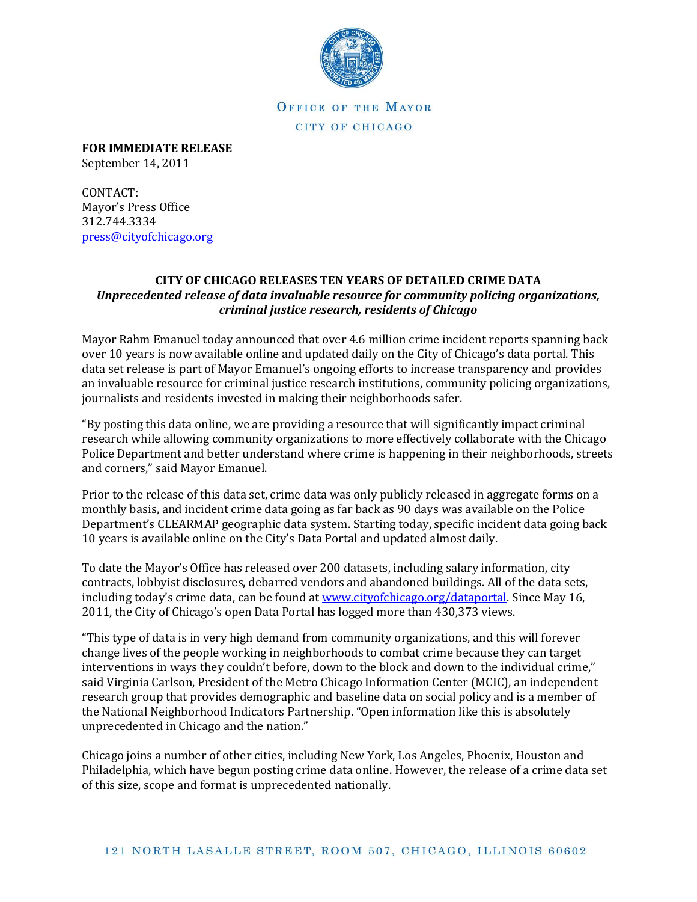OFFICE OF THE MAYOR

CITY OF CHICAGO

**FOR IMMEDIATE RELEASE**
September 14, 2011

CONTACT:
Mayor's Press Office
312.744.3334
press@cityofchicago.org

## CITY OF CHICAGO RELEASES TEN YEARS OF DETAILED CRIME DATA

***Unprecedented release of data invaluable resource for community policing organizations, criminal justice research, residents of Chicago***

Mayor Rahm Emanuel today announced that over 4.6 million crime incident reports spanning back over 10 years is now available online and updated daily on the City of Chicago's data portal. This data set release is part of Mayor Emanuel's ongoing efforts to increase transparency and provides an invaluable resource for criminal justice research institutions, community policing organizations, journalists and residents invested in making their neighborhoods safer.

"By posting this data online, we are providing a resource that will significantly impact criminal research while allowing community organizations to more effectively collaborate with the Chicago Police Department and better understand where crime is happening in their neighborhoods, streets and corners," said Mayor Emanuel.

Prior to the release of this data set, crime data was only publicly released in aggregate forms on a monthly basis, and incident crime data going as far back as 90 days was available on the Police Department's CLEARMAP geographic data system. Starting today, specific incident data going back 10 years is available online on the City's Data Portal and updated almost daily.

To date the Mayor's Office has released over 200 datasets, including salary information, city contracts, lobbyist disclosures, debarred vendors and abandoned buildings. All of the data sets, including today's crime data, can be found at www.cityofchicago.org/dataportal. Since May 16, 2011, the City of Chicago's open Data Portal has logged more than 430,373 views.

"This type of data is in very high demand from community organizations, and this will forever change lives of the people working in neighborhoods to combat crime because they can target interventions in ways they couldn't before, down to the block and down to the individual crime," said Virginia Carlson, President of the Metro Chicago Information Center (MCIC), an independent research group that provides demographic and baseline data on social policy and is a member of the National Neighborhood Indicators Partnership. "Open information like this is absolutely unprecedented in Chicago and the nation."

Chicago joins a number of other cities, including New York, Los Angeles, Phoenix, Houston and Philadelphia, which have begun posting crime data online. However, the release of a crime data set of this size, scope and format is unprecedented nationally.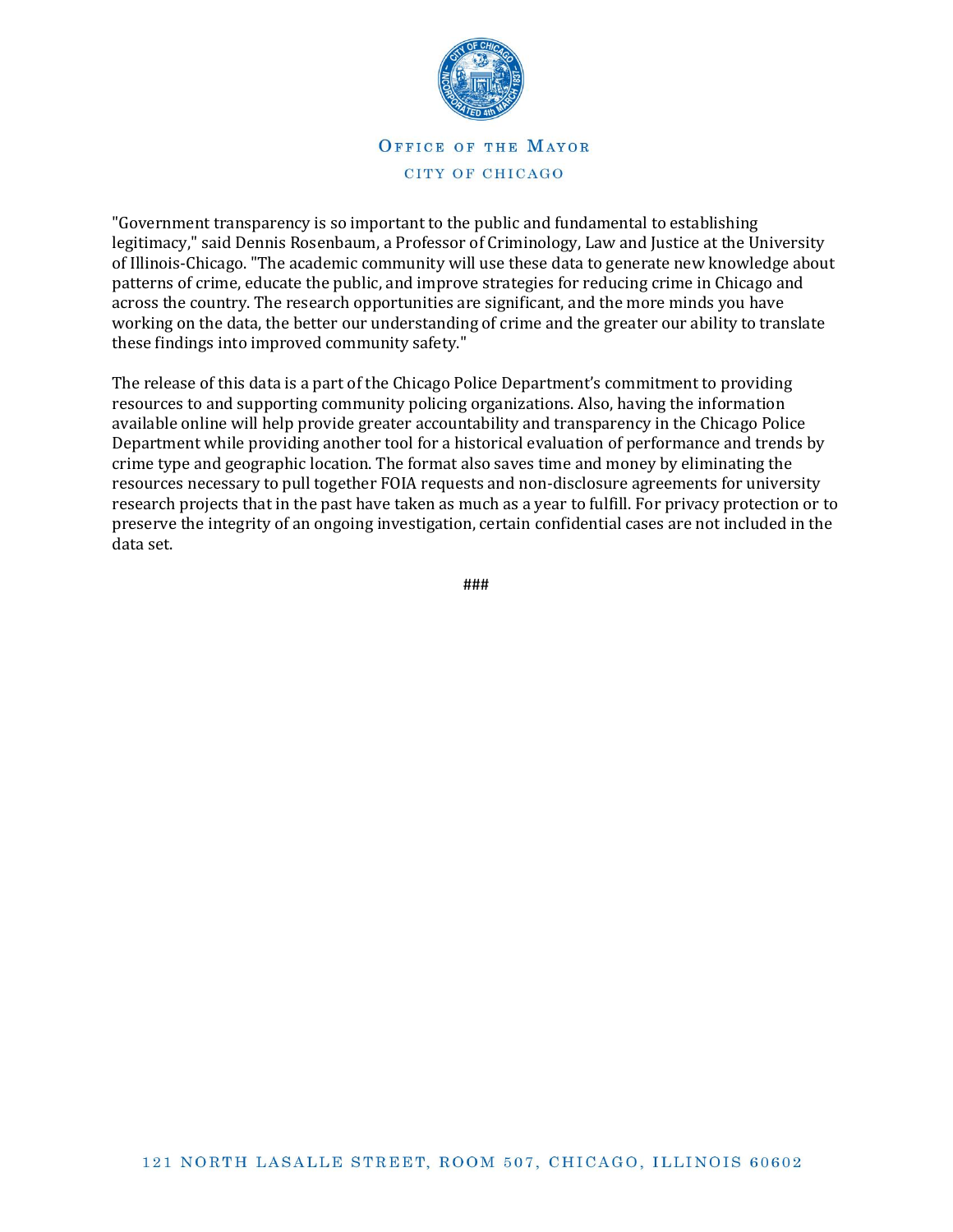"Government transparency is so important to the public and fundamental to establishing legitimacy," said Dennis Rosenbaum, a Professor of Criminology, Law and Justice at the University of Illinois-Chicago. "The academic community will use these data to generate new knowledge about patterns of crime, educate the public, and improve strategies for reducing crime in Chicago and across the country. The research opportunities are significant, and the more minds you have working on the data, the better our understanding of crime and the greater our ability to translate these findings into improved community safety."

The release of this data is a part of the Chicago Police Department's commitment to providing resources to and supporting community policing organizations. Also, having the information available online will help provide greater accountability and transparency in the Chicago Police Department while providing another tool for a historical evaluation of performance and trends by crime type and geographic location. The format also saves time and money by eliminating the resources necessary to pull together FOIA requests and non-disclosure agreements for university research projects that in the past have taken as much as a year to fulfill. For privacy protection or to preserve the integrity of an ongoing investigation, certain confidential cases are not included in the data set.

###